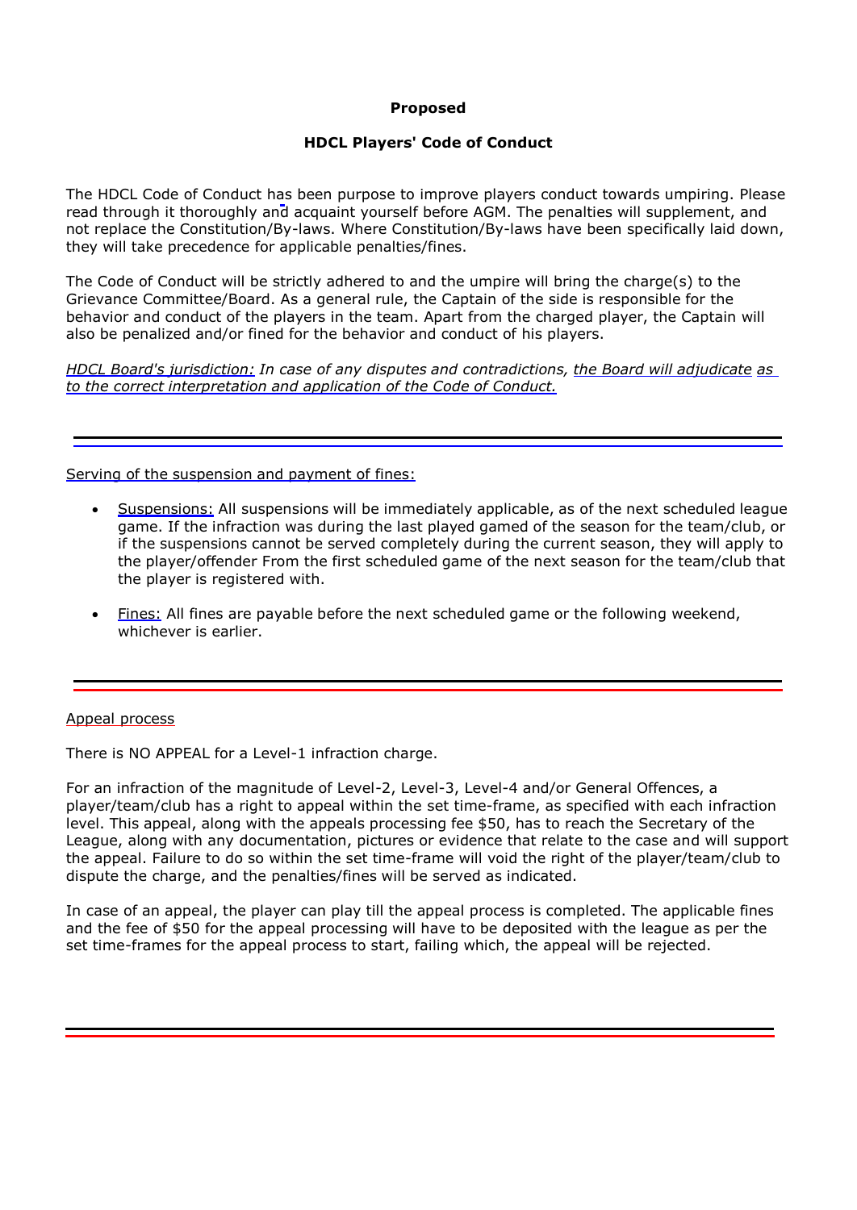**Proposed**

**HDCL Players' Code of Conduct**

The HDCL Code of Conduct has been purpose to improve players conduct towards umpiring. Please read through it thoroughly and acquaint yourself before AGM. The penalties will supplement, and not replace the Constitution/By-laws. Where Constitution/By-laws have been specifically laid down, they will take precedence for applicable penalties/fines.

The Code of Conduct will be strictly adhered to and the umpire will bring the charge(s) to the Grievance Committee/Board. As a general rule, the Captain of the side is responsible for the behavior and conduct of the players in the team. Apart from the charged player, the Captain will also be penalized and/or fined for the behavior and conduct of his players.

*HDCL Board's jurisdiction: In case of any disputes and contradictions, the Board will adjudicate as to the correct interpretation and application of the Code of Conduct.*

---

Serving of the suspension and payment of fines:

- Suspensions: All suspensions will be immediately applicable, as of the next scheduled league game. If the infraction was during the last played gamed of the season for the team/club, or if the suspensions cannot be served completely during the current season, they will apply to the player/offender From the first scheduled game of the next season for the team/club that the player is registered with.

- Fines: All fines are payable before the next scheduled game or the following weekend, whichever is earlier.

---

Appeal process

There is NO APPEAL for a Level-1 infraction charge.

For an infraction of the magnitude of Level-2, Level-3, Level-4 and/or General Offences, a player/team/club has a right to appeal within the set time-frame, as specified with each infraction level. This appeal, along with the appeals processing fee $50, has to reach the Secretary of the League, along with any documentation, pictures or evidence that relate to the case and will support the appeal. Failure to do so within the set time-frame will void the right of the player/team/club to dispute the charge, and the penalties/fines will be served as indicated.

In case of an appeal, the player can play till the appeal process is completed. The applicable fines and the fee of $50 for the appeal processing will have to be deposited with the league as per the set time-frames for the appeal process to start, failing which, the appeal will be rejected.

---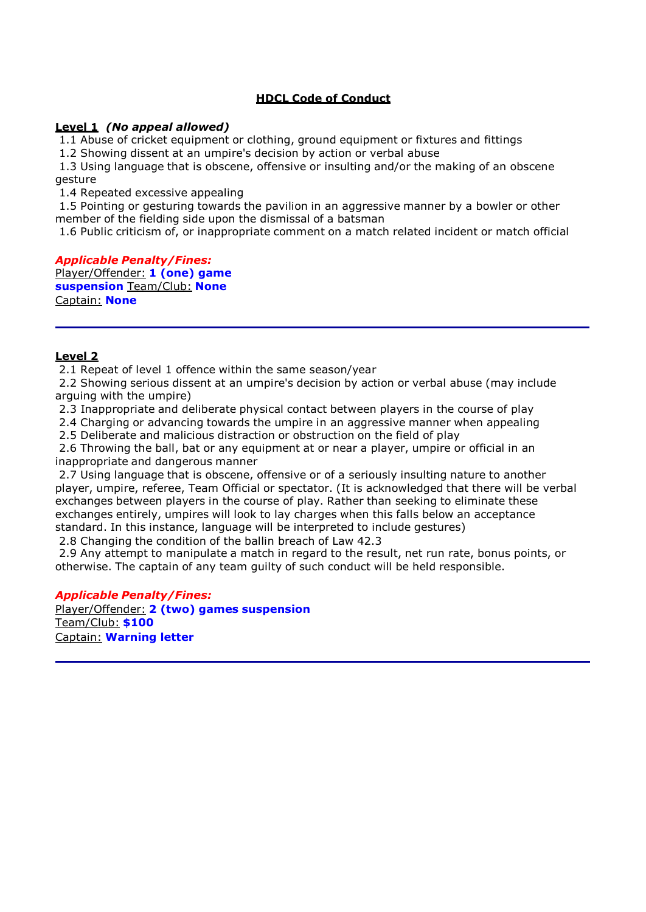# HDCL Code of Conduct

**Level 1** ***(No appeal allowed)***

1.1 Abuse of cricket equipment or clothing, ground equipment or fixtures and fittings
1.2 Showing dissent at an umpire's decision by action or verbal abuse
1.3 Using language that is obscene, offensive or insulting and/or the making of an obscene gesture
1.4 Repeated excessive appealing
1.5 Pointing or gesturing towards the pavilion in an aggressive manner by a bowler or other member of the fielding side upon the dismissal of a batsman
1.6 Public criticism of, or inappropriate comment on a match related incident or match official

***Applicable Penalty/Fines:***
Player/Offender: **1 (one) game suspension** Team/Club: **None**
Captain: **None**

---

**Level 2**

2.1 Repeat of level 1 offence within the same season/year
2.2 Showing serious dissent at an umpire's decision by action or verbal abuse (may include arguing with the umpire)
2.3 Inappropriate and deliberate physical contact between players in the course of play
2.4 Charging or advancing towards the umpire in an aggressive manner when appealing
2.5 Deliberate and malicious distraction or obstruction on the field of play
2.6 Throwing the ball, bat or any equipment at or near a player, umpire or official in an inappropriate and dangerous manner
2.7 Using language that is obscene, offensive or of a seriously insulting nature to another player, umpire, referee, Team Official or spectator. (It is acknowledged that there will be verbal exchanges between players in the course of play. Rather than seeking to eliminate these exchanges entirely, umpires will look to lay charges when this falls below an acceptance standard. In this instance, language will be interpreted to include gestures)
2.8 Changing the condition of the ballin breach of Law 42.3
2.9 Any attempt to manipulate a match in regard to the result, net run rate, bonus points, or otherwise. The captain of any team guilty of such conduct will be held responsible.

***Applicable Penalty/Fines:***
Player/Offender: **2 (two) games suspension**
Team/Club: **$100**
Captain: **Warning letter**

---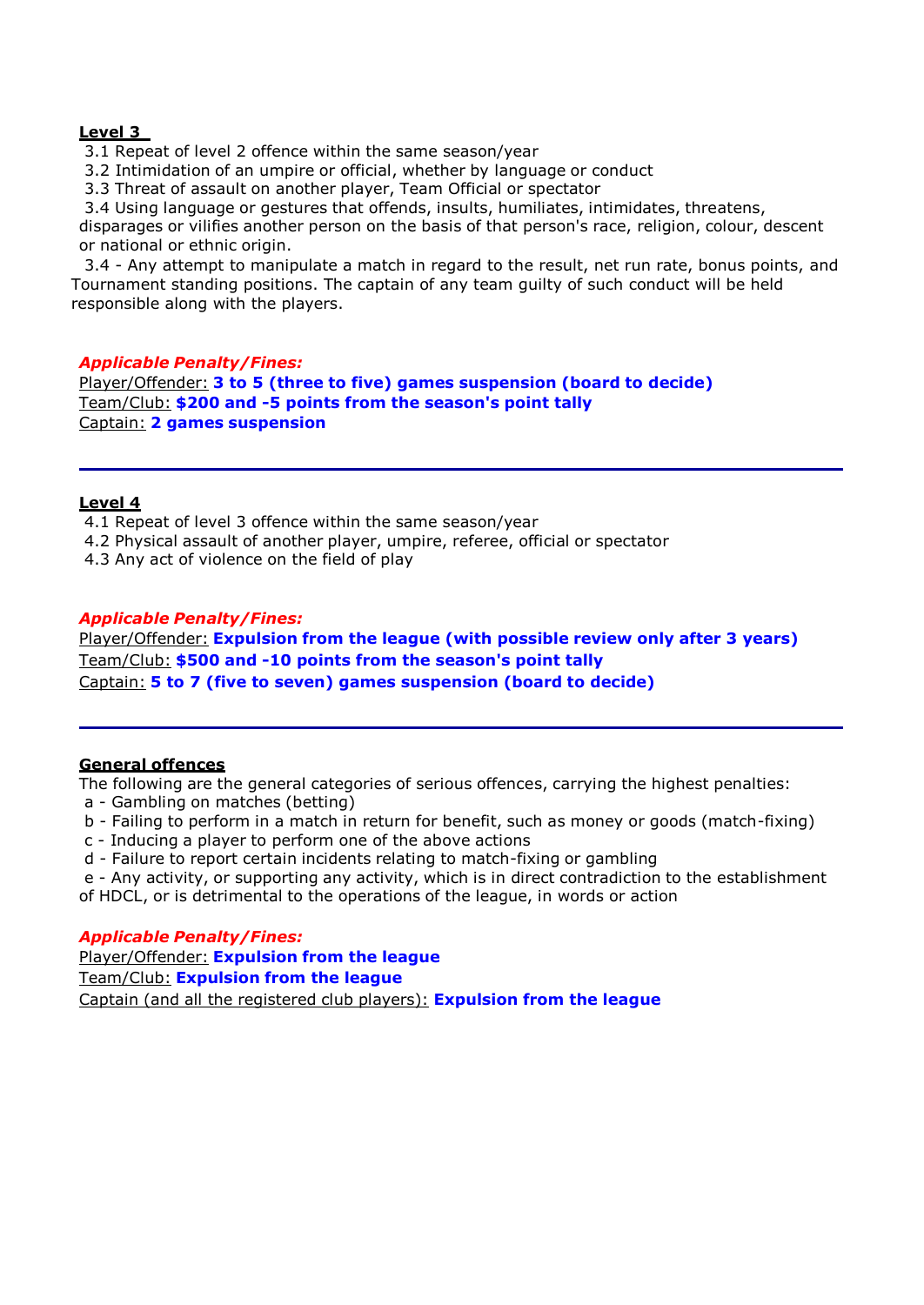**Level 3**

3.1 Repeat of level 2 offence within the same season/year
3.2 Intimidation of an umpire or official, whether by language or conduct
3.3 Threat of assault on another player, Team Official or spectator
3.4 Using language or gestures that offends, insults, humiliates, intimidates, threatens, disparages or vilifies another person on the basis of that person's race, religion, colour, descent or national or ethnic origin.
3.4 - Any attempt to manipulate a match in regard to the result, net run rate, bonus points, and Tournament standing positions. The captain of any team guilty of such conduct will be held responsible along with the players.

***Applicable Penalty/Fines:***
Player/Offender: **3 to 5 (three to five) games suspension (board to decide)**
Team/Club: **$200 and -5 points from the season's point tally**
Captain: **2 games suspension**

---

**Level 4**

4.1 Repeat of level 3 offence within the same season/year
4.2 Physical assault of another player, umpire, referee, official or spectator
4.3 Any act of violence on the field of play

***Applicable Penalty/Fines:***
Player/Offender: **Expulsion from the league (with possible review only after 3 years)**
Team/Club: **$500 and -10 points from the season's point tally**
Captain: **5 to 7 (five to seven) games suspension (board to decide)**

---

**General offences**

The following are the general categories of serious offences, carrying the highest penalties:
a - Gambling on matches (betting)
b - Failing to perform in a match in return for benefit, such as money or goods (match-fixing)
c - Inducing a player to perform one of the above actions
d - Failure to report certain incidents relating to match-fixing or gambling
e - Any activity, or supporting any activity, which is in direct contradiction to the establishment of HDCL, or is detrimental to the operations of the league, in words or action

***Applicable Penalty/Fines:***
Player/Offender: **Expulsion from the league**
Team/Club: **Expulsion from the league**
Captain (and all the registered club players): **Expulsion from the league**